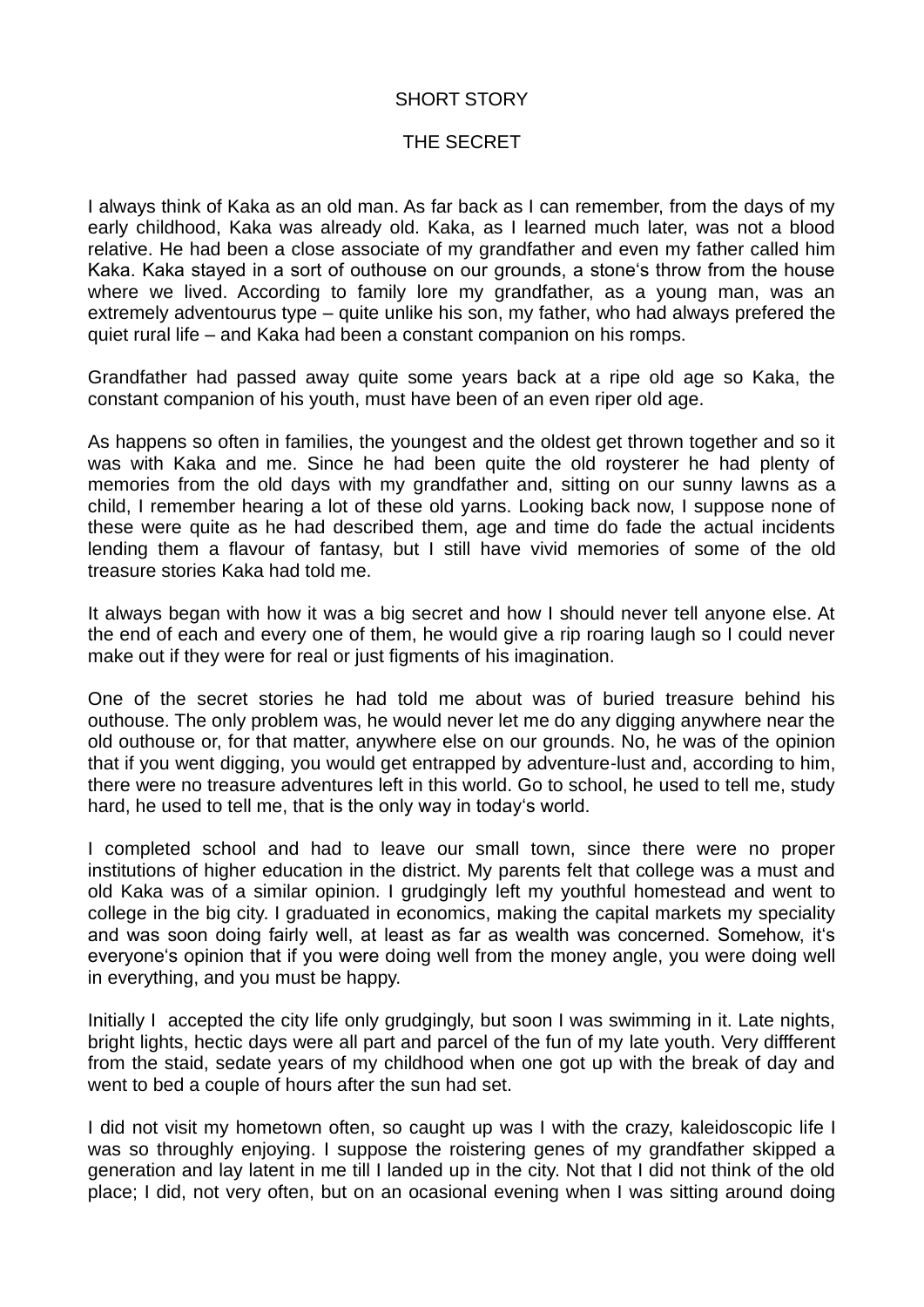SHORT STORY

# THE SECRET

I always think of Kaka as an old man. As far back as I can remember, from the days of my early childhood, Kaka was already old. Kaka, as I learned much later, was not a blood relative. He had been a close associate of my grandfather and even my father called him Kaka. Kaka stayed in a sort of outhouse on our grounds, a stone's throw from the house where we lived. According to family lore my grandfather, as a young man, was an extremely adventourus type – quite unlike his son, my father, who had always prefered the quiet rural life – and Kaka had been a constant companion on his romps.

Grandfather had passed away quite some years back at a ripe old age so Kaka, the constant companion of his youth, must have been of an even riper old age.

As happens so often in families, the youngest and the oldest get thrown together and so it was with Kaka and me. Since he had been quite the old roysterer he had plenty of memories from the old days with my grandfather and, sitting on our sunny lawns as a child, I remember hearing a lot of these old yarns. Looking back now, I suppose none of these were quite as he had described them, age and time do fade the actual incidents lending them a flavour of fantasy, but I still have vivid memories of some of the old treasure stories Kaka had told me.

It always began with how it was a big secret and how I should never tell anyone else. At the end of each and every one of them, he would give a rip roaring laugh so I could never make out if they were for real or just figments of his imagination.

One of the secret stories he had told me about was of buried treasure behind his outhouse. The only problem was, he would never let me do any digging anywhere near the old outhouse or, for that matter, anywhere else on our grounds. No, he was of the opinion that if you went digging, you would get entrapped by adventure-lust and, according to him, there were no treasure adventures left in this world. Go to school, he used to tell me, study hard, he used to tell me, that is the only way in today's world.

I completed school and had to leave our small town, since there were no proper institutions of higher education in the district. My parents felt that college was a must and old Kaka was of a similar opinion. I grudgingly left my youthful homestead and went to college in the big city. I graduated in economics, making the capital markets my speciality and was soon doing fairly well, at least as far as wealth was concerned. Somehow, it's everyone's opinion that if you were doing well from the money angle, you were doing well in everything, and you must be happy.

Initially I accepted the city life only grudgingly, but soon I was swimming in it. Late nights, bright lights, hectic days were all part and parcel of the fun of my late youth. Very diffferent from the staid, sedate years of my childhood when one got up with the break of day and went to bed a couple of hours after the sun had set.

I did not visit my hometown often, so caught up was I with the crazy, kaleidoscopic life I was so throughly enjoying. I suppose the roistering genes of my grandfather skipped a generation and lay latent in me till I landed up in the city. Not that I did not think of the old place; I did, not very often, but on an ocasional evening when I was sitting around doing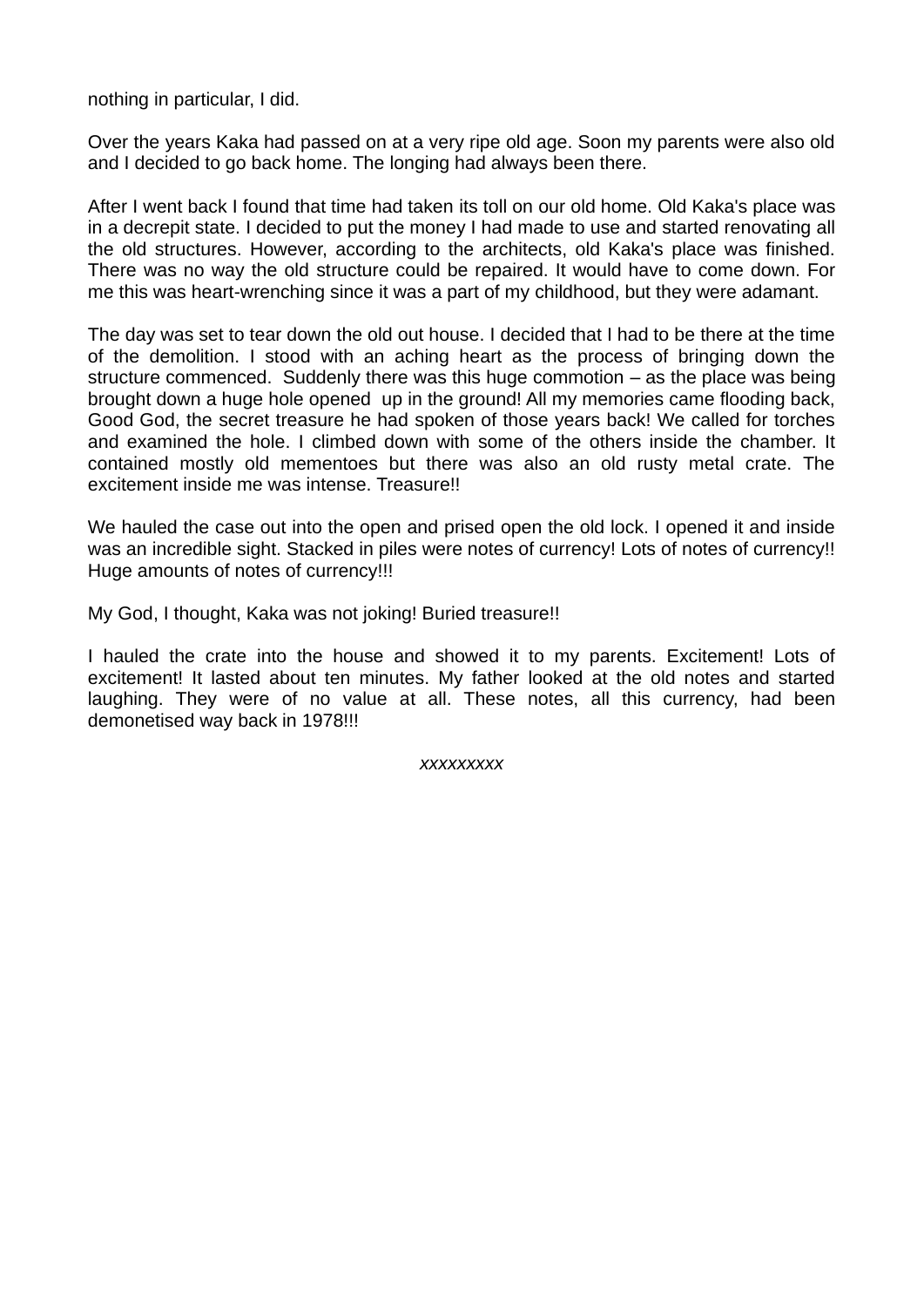nothing in particular, I did.

Over the years Kaka had passed on at a very ripe old age. Soon my parents were also old and I decided to go back home. The longing had always been there.

After I went back I found that time had taken its toll on our old home. Old Kaka's place was in a decrepit state. I decided to put the money I had made to use and started renovating all the old structures. However, according to the architects, old Kaka's place was finished. There was no way the old structure could be repaired. It would have to come down. For me this was heart-wrenching since it was a part of my childhood, but they were adamant.

The day was set to tear down the old out house. I decided that I had to be there at the time of the demolition. I stood with an aching heart as the process of bringing down the structure commenced. Suddenly there was this huge commotion – as the place was being brought down a huge hole opened up in the ground! All my memories came flooding back, Good God, the secret treasure he had spoken of those years back! We called for torches and examined the hole. I climbed down with some of the others inside the chamber. It contained mostly old mementoes but there was also an old rusty metal crate. The excitement inside me was intense. Treasure!!

We hauled the case out into the open and prised open the old lock. I opened it and inside was an incredible sight. Stacked in piles were notes of currency! Lots of notes of currency!! Huge amounts of notes of currency!!!

My God, I thought, Kaka was not joking! Buried treasure!!

I hauled the crate into the house and showed it to my parents. Excitement! Lots of excitement! It lasted about ten minutes. My father looked at the old notes and started laughing. They were of no value at all. These notes, all this currency, had been demonetised way back in 1978!!!

*xxxxxxxxx*